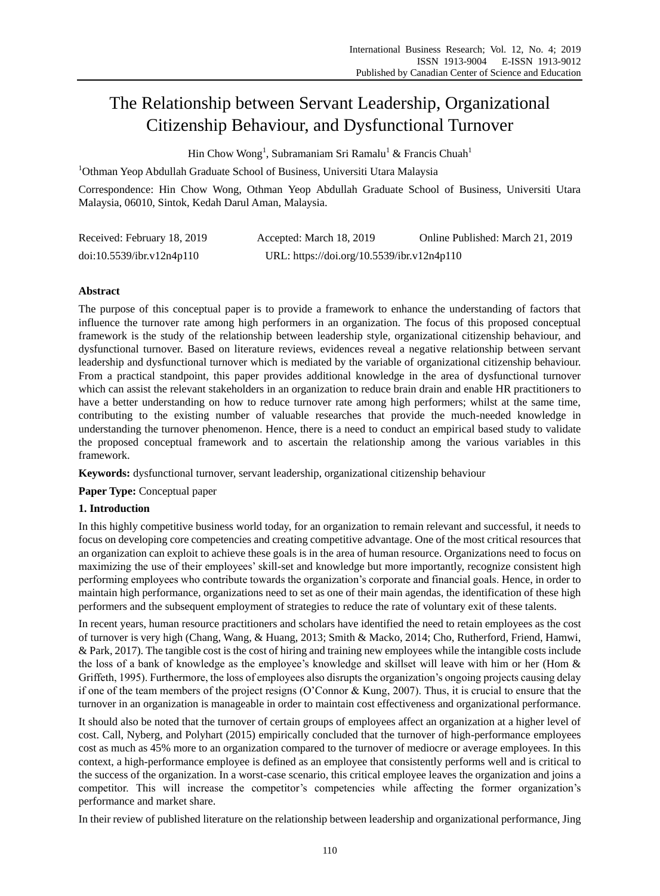# The Relationship between Servant Leadership, Organizational Citizenship Behaviour, and Dysfunctional Turnover

Hin Chow Wong[1], Subramaniam Sri Ramalu[1] & Francis Chuah[1]

[1]Othman Yeop Abdullah Graduate School of Business, Universiti Utara Malaysia

Correspondence: Hin Chow Wong, Othman Yeop Abdullah Graduate School of Business, Universiti Utara Malaysia, 06010, Sintok, Kedah Darul Aman, Malaysia.

Received: February 18, 2019 Accepted: March 18, 2019 Online Published: March 21, 2019

doi:10.5539/ibr.v12n4p110 URL: https://doi.org/10.5539/ibr.v12n4p110

## Abstract

The purpose of this conceptual paper is to provide a framework to enhance the understanding of factors that influence the turnover rate among high performers in an organization. The focus of this proposed conceptual framework is the study of the relationship between leadership style, organizational citizenship behaviour, and dysfunctional turnover. Based on literature reviews, evidences reveal a negative relationship between servant leadership and dysfunctional turnover which is mediated by the variable of organizational citizenship behaviour. From a practical standpoint, this paper provides additional knowledge in the area of dysfunctional turnover which can assist the relevant stakeholders in an organization to reduce brain drain and enable HR practitioners to have a better understanding on how to reduce turnover rate among high performers; whilst at the same time, contributing to the existing number of valuable researches that provide the much-needed knowledge in understanding the turnover phenomenon. Hence, there is a need to conduct an empirical based study to validate the proposed conceptual framework and to ascertain the relationship among the various variables in this framework.

**Keywords:** dysfunctional turnover, servant leadership, organizational citizenship behaviour

**Paper Type:** Conceptual paper

## 1. Introduction

In this highly competitive business world today, for an organization to remain relevant and successful, it needs to focus on developing core competencies and creating competitive advantage. One of the most critical resources that an organization can exploit to achieve these goals is in the area of human resource. Organizations need to focus on maximizing the use of their employees' skill-set and knowledge but more importantly, recognize consistent high performing employees who contribute towards the organization's corporate and financial goals. Hence, in order to maintain high performance, organizations need to set as one of their main agendas, the identification of these high performers and the subsequent employment of strategies to reduce the rate of voluntary exit of these talents.

In recent years, human resource practitioners and scholars have identified the need to retain employees as the cost of turnover is very high (Chang, Wang, & Huang, 2013; Smith & Macko, 2014; Cho, Rutherford, Friend, Hamwi, & Park, 2017). The tangible cost is the cost of hiring and training new employees while the intangible costs include the loss of a bank of knowledge as the employee's knowledge and skillset will leave with him or her (Hom & Griffeth, 1995). Furthermore, the loss of employees also disrupts the organization's ongoing projects causing delay if one of the team members of the project resigns (O'Connor & Kung, 2007). Thus, it is crucial to ensure that the turnover in an organization is manageable in order to maintain cost effectiveness and organizational performance.

It should also be noted that the turnover of certain groups of employees affect an organization at a higher level of cost. Call, Nyberg, and Polyhart (2015) empirically concluded that the turnover of high-performance employees cost as much as 45% more to an organization compared to the turnover of mediocre or average employees. In this context, a high-performance employee is defined as an employee that consistently performs well and is critical to the success of the organization. In a worst-case scenario, this critical employee leaves the organization and joins a competitor. This will increase the competitor's competencies while affecting the former organization's performance and market share.

In their review of published literature on the relationship between leadership and organizational performance, Jing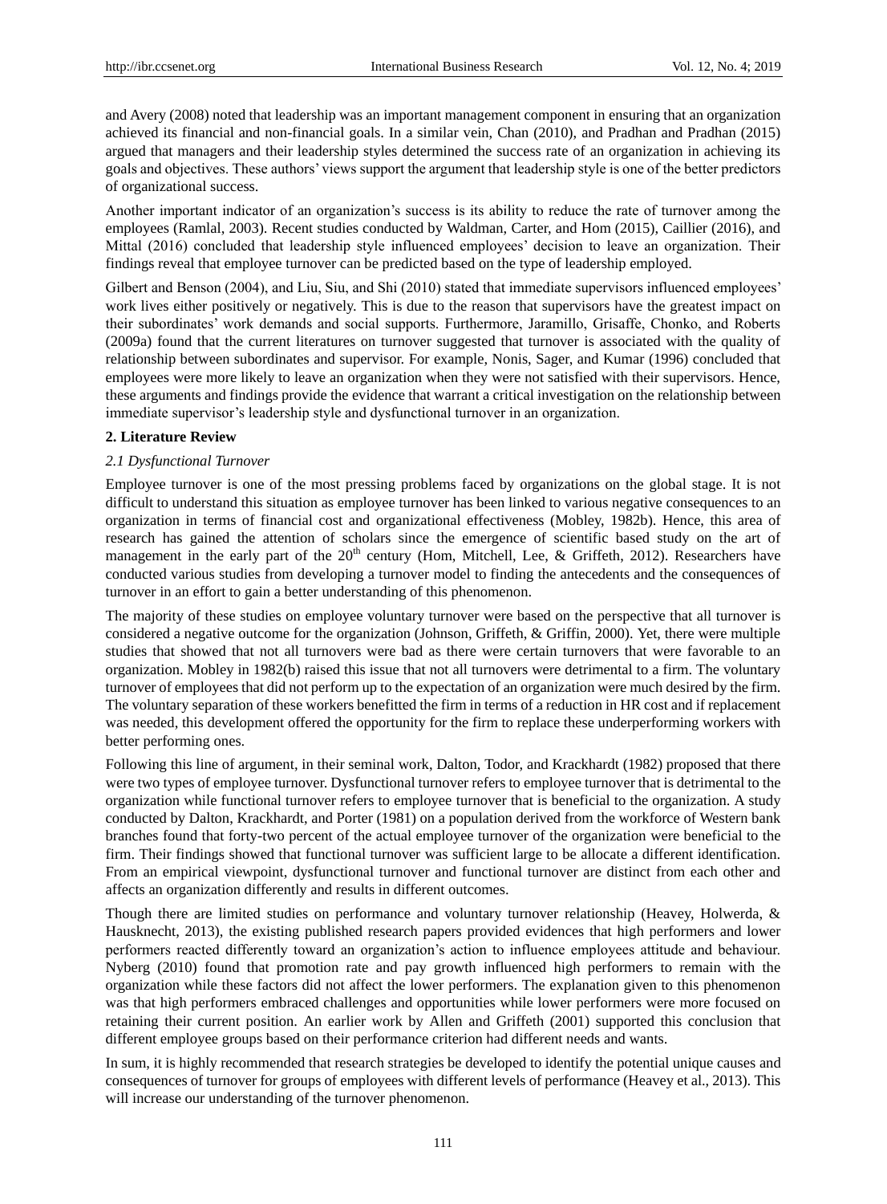and Avery (2008) noted that leadership was an important management component in ensuring that an organization achieved its financial and non-financial goals. In a similar vein, Chan (2010), and Pradhan and Pradhan (2015) argued that managers and their leadership styles determined the success rate of an organization in achieving its goals and objectives. These authors' views support the argument that leadership style is one of the better predictors of organizational success.

Another important indicator of an organization's success is its ability to reduce the rate of turnover among the employees (Ramlal, 2003). Recent studies conducted by Waldman, Carter, and Hom (2015), Caillier (2016), and Mittal (2016) concluded that leadership style influenced employees' decision to leave an organization. Their findings reveal that employee turnover can be predicted based on the type of leadership employed.

Gilbert and Benson (2004), and Liu, Siu, and Shi (2010) stated that immediate supervisors influenced employees' work lives either positively or negatively. This is due to the reason that supervisors have the greatest impact on their subordinates' work demands and social supports. Furthermore, Jaramillo, Grisaffe, Chonko, and Roberts (2009a) found that the current literatures on turnover suggested that turnover is associated with the quality of relationship between subordinates and supervisor. For example, Nonis, Sager, and Kumar (1996) concluded that employees were more likely to leave an organization when they were not satisfied with their supervisors. Hence, these arguments and findings provide the evidence that warrant a critical investigation on the relationship between immediate supervisor's leadership style and dysfunctional turnover in an organization.

## 2. Literature Review

### *2.1 Dysfunctional Turnover*

Employee turnover is one of the most pressing problems faced by organizations on the global stage. It is not difficult to understand this situation as employee turnover has been linked to various negative consequences to an organization in terms of financial cost and organizational effectiveness (Mobley, 1982b). Hence, this area of research has gained the attention of scholars since the emergence of scientific based study on the art of management in the early part of the 20th century (Hom, Mitchell, Lee, & Griffeth, 2012). Researchers have conducted various studies from developing a turnover model to finding the antecedents and the consequences of turnover in an effort to gain a better understanding of this phenomenon.

The majority of these studies on employee voluntary turnover were based on the perspective that all turnover is considered a negative outcome for the organization (Johnson, Griffeth, & Griffin, 2000). Yet, there were multiple studies that showed that not all turnovers were bad as there were certain turnovers that were favorable to an organization. Mobley in 1982(b) raised this issue that not all turnovers were detrimental to a firm. The voluntary turnover of employees that did not perform up to the expectation of an organization were much desired by the firm. The voluntary separation of these workers benefitted the firm in terms of a reduction in HR cost and if replacement was needed, this development offered the opportunity for the firm to replace these underperforming workers with better performing ones.

Following this line of argument, in their seminal work, Dalton, Todor, and Krackhardt (1982) proposed that there were two types of employee turnover. Dysfunctional turnover refers to employee turnover that is detrimental to the organization while functional turnover refers to employee turnover that is beneficial to the organization. A study conducted by Dalton, Krackhardt, and Porter (1981) on a population derived from the workforce of Western bank branches found that forty-two percent of the actual employee turnover of the organization were beneficial to the firm. Their findings showed that functional turnover was sufficient large to be allocate a different identification. From an empirical viewpoint, dysfunctional turnover and functional turnover are distinct from each other and affects an organization differently and results in different outcomes.

Though there are limited studies on performance and voluntary turnover relationship (Heavey, Holwerda, & Hausknecht, 2013), the existing published research papers provided evidences that high performers and lower performers reacted differently toward an organization's action to influence employees attitude and behaviour. Nyberg (2010) found that promotion rate and pay growth influenced high performers to remain with the organization while these factors did not affect the lower performers. The explanation given to this phenomenon was that high performers embraced challenges and opportunities while lower performers were more focused on retaining their current position. An earlier work by Allen and Griffeth (2001) supported this conclusion that different employee groups based on their performance criterion had different needs and wants.

In sum, it is highly recommended that research strategies be developed to identify the potential unique causes and consequences of turnover for groups of employees with different levels of performance (Heavey et al., 2013). This will increase our understanding of the turnover phenomenon.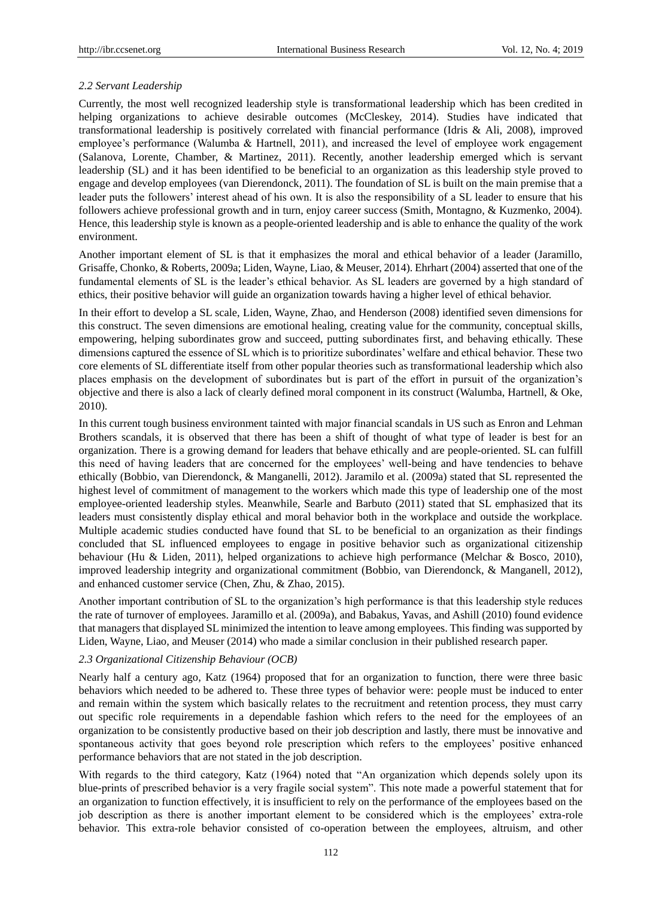### *2.2 Servant Leadership*

Currently, the most well recognized leadership style is transformational leadership which has been credited in helping organizations to achieve desirable outcomes (McCleskey, 2014). Studies have indicated that transformational leadership is positively correlated with financial performance (Idris & Ali, 2008), improved employee's performance (Walumba & Hartnell, 2011), and increased the level of employee work engagement (Salanova, Lorente, Chamber, & Martinez, 2011). Recently, another leadership emerged which is servant leadership (SL) and it has been identified to be beneficial to an organization as this leadership style proved to engage and develop employees (van Dierendonck, 2011). The foundation of SL is built on the main premise that a leader puts the followers' interest ahead of his own. It is also the responsibility of a SL leader to ensure that his followers achieve professional growth and in turn, enjoy career success (Smith, Montagno, & Kuzmenko, 2004). Hence, this leadership style is known as a people-oriented leadership and is able to enhance the quality of the work environment.

Another important element of SL is that it emphasizes the moral and ethical behavior of a leader (Jaramillo, Grisaffe, Chonko, & Roberts, 2009a; Liden, Wayne, Liao, & Meuser, 2014). Ehrhart (2004) asserted that one of the fundamental elements of SL is the leader's ethical behavior. As SL leaders are governed by a high standard of ethics, their positive behavior will guide an organization towards having a higher level of ethical behavior.

In their effort to develop a SL scale, Liden, Wayne, Zhao, and Henderson (2008) identified seven dimensions for this construct. The seven dimensions are emotional healing, creating value for the community, conceptual skills, empowering, helping subordinates grow and succeed, putting subordinates first, and behaving ethically. These dimensions captured the essence of SL which is to prioritize subordinates' welfare and ethical behavior. These two core elements of SL differentiate itself from other popular theories such as transformational leadership which also places emphasis on the development of subordinates but is part of the effort in pursuit of the organization's objective and there is also a lack of clearly defined moral component in its construct (Walumba, Hartnell, & Oke, 2010).

In this current tough business environment tainted with major financial scandals in US such as Enron and Lehman Brothers scandals, it is observed that there has been a shift of thought of what type of leader is best for an organization. There is a growing demand for leaders that behave ethically and are people-oriented. SL can fulfill this need of having leaders that are concerned for the employees' well-being and have tendencies to behave ethically (Bobbio, van Dierendonck, & Manganelli, 2012). Jaramilo et al. (2009a) stated that SL represented the highest level of commitment of management to the workers which made this type of leadership one of the most employee-oriented leadership styles. Meanwhile, Searle and Barbuto (2011) stated that SL emphasized that its leaders must consistently display ethical and moral behavior both in the workplace and outside the workplace. Multiple academic studies conducted have found that SL to be beneficial to an organization as their findings concluded that SL influenced employees to engage in positive behavior such as organizational citizenship behaviour (Hu & Liden, 2011), helped organizations to achieve high performance (Melchar & Bosco, 2010), improved leadership integrity and organizational commitment (Bobbio, van Dierendonck, & Manganell, 2012), and enhanced customer service (Chen, Zhu, & Zhao, 2015).

Another important contribution of SL to the organization's high performance is that this leadership style reduces the rate of turnover of employees. Jaramillo et al. (2009a), and Babakus, Yavas, and Ashill (2010) found evidence that managers that displayed SL minimized the intention to leave among employees. This finding was supported by Liden, Wayne, Liao, and Meuser (2014) who made a similar conclusion in their published research paper.

### *2.3 Organizational Citizenship Behaviour (OCB)*

Nearly half a century ago, Katz (1964) proposed that for an organization to function, there were three basic behaviors which needed to be adhered to. These three types of behavior were: people must be induced to enter and remain within the system which basically relates to the recruitment and retention process, they must carry out specific role requirements in a dependable fashion which refers to the need for the employees of an organization to be consistently productive based on their job description and lastly, there must be innovative and spontaneous activity that goes beyond role prescription which refers to the employees' positive enhanced performance behaviors that are not stated in the job description.

With regards to the third category, Katz (1964) noted that "An organization which depends solely upon its blue-prints of prescribed behavior is a very fragile social system". This note made a powerful statement that for an organization to function effectively, it is insufficient to rely on the performance of the employees based on the job description as there is another important element to be considered which is the employees' extra-role behavior. This extra-role behavior consisted of co-operation between the employees, altruism, and other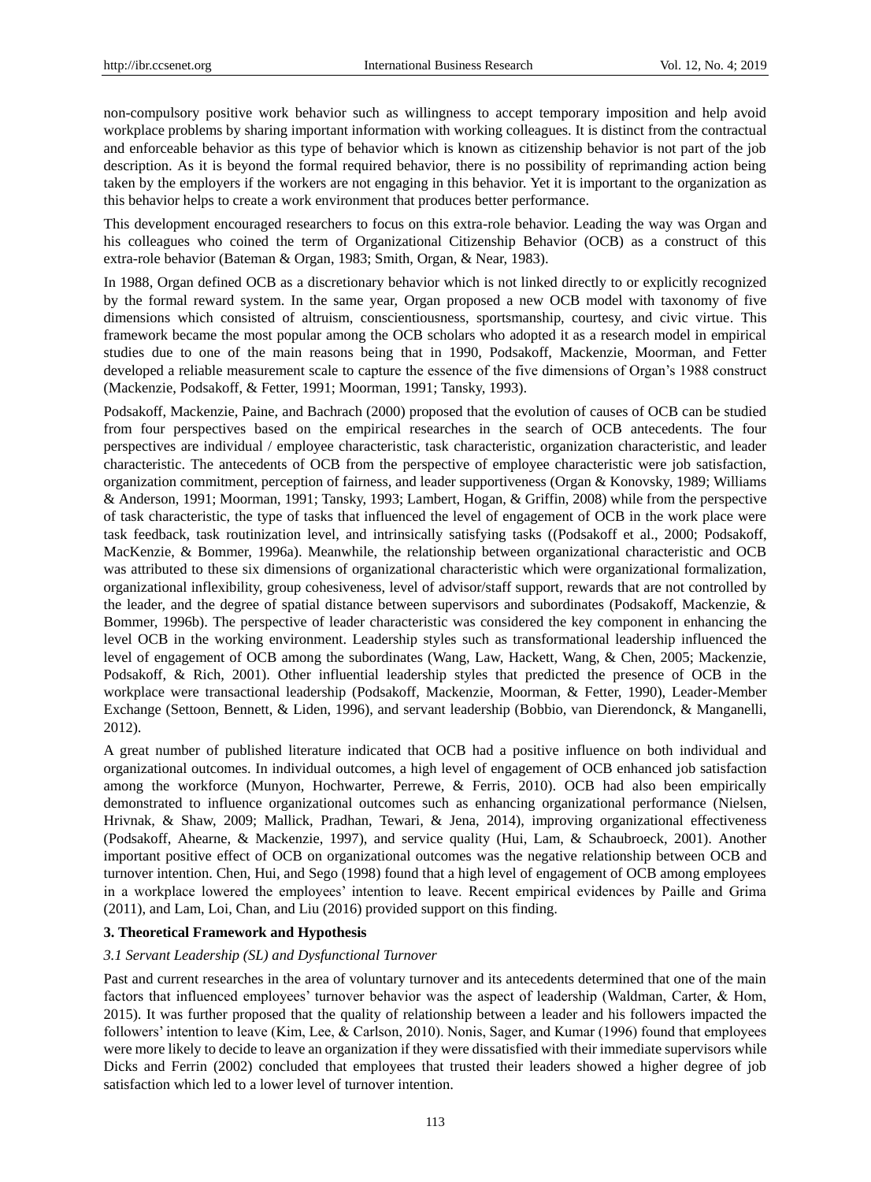non-compulsory positive work behavior such as willingness to accept temporary imposition and help avoid workplace problems by sharing important information with working colleagues. It is distinct from the contractual and enforceable behavior as this type of behavior which is known as citizenship behavior is not part of the job description. As it is beyond the formal required behavior, there is no possibility of reprimanding action being taken by the employers if the workers are not engaging in this behavior. Yet it is important to the organization as this behavior helps to create a work environment that produces better performance.

This development encouraged researchers to focus on this extra-role behavior. Leading the way was Organ and his colleagues who coined the term of Organizational Citizenship Behavior (OCB) as a construct of this extra-role behavior (Bateman & Organ, 1983; Smith, Organ, & Near, 1983).

In 1988, Organ defined OCB as a discretionary behavior which is not linked directly to or explicitly recognized by the formal reward system. In the same year, Organ proposed a new OCB model with taxonomy of five dimensions which consisted of altruism, conscientiousness, sportsmanship, courtesy, and civic virtue. This framework became the most popular among the OCB scholars who adopted it as a research model in empirical studies due to one of the main reasons being that in 1990, Podsakoff, Mackenzie, Moorman, and Fetter developed a reliable measurement scale to capture the essence of the five dimensions of Organ's 1988 construct (Mackenzie, Podsakoff, & Fetter, 1991; Moorman, 1991; Tansky, 1993).

Podsakoff, Mackenzie, Paine, and Bachrach (2000) proposed that the evolution of causes of OCB can be studied from four perspectives based on the empirical researches in the search of OCB antecedents. The four perspectives are individual / employee characteristic, task characteristic, organization characteristic, and leader characteristic. The antecedents of OCB from the perspective of employee characteristic were job satisfaction, organization commitment, perception of fairness, and leader supportiveness (Organ & Konovsky, 1989; Williams & Anderson, 1991; Moorman, 1991; Tansky, 1993; Lambert, Hogan, & Griffin, 2008) while from the perspective of task characteristic, the type of tasks that influenced the level of engagement of OCB in the work place were task feedback, task routinization level, and intrinsically satisfying tasks ((Podsakoff et al., 2000; Podsakoff, MacKenzie, & Bommer, 1996a). Meanwhile, the relationship between organizational characteristic and OCB was attributed to these six dimensions of organizational characteristic which were organizational formalization, organizational inflexibility, group cohesiveness, level of advisor/staff support, rewards that are not controlled by the leader, and the degree of spatial distance between supervisors and subordinates (Podsakoff, Mackenzie, & Bommer, 1996b). The perspective of leader characteristic was considered the key component in enhancing the level OCB in the working environment. Leadership styles such as transformational leadership influenced the level of engagement of OCB among the subordinates (Wang, Law, Hackett, Wang, & Chen, 2005; Mackenzie, Podsakoff, & Rich, 2001). Other influential leadership styles that predicted the presence of OCB in the workplace were transactional leadership (Podsakoff, Mackenzie, Moorman, & Fetter, 1990), Leader-Member Exchange (Settoon, Bennett, & Liden, 1996), and servant leadership (Bobbio, van Dierendonck, & Manganelli, 2012).

A great number of published literature indicated that OCB had a positive influence on both individual and organizational outcomes. In individual outcomes, a high level of engagement of OCB enhanced job satisfaction among the workforce (Munyon, Hochwarter, Perrewe, & Ferris, 2010). OCB had also been empirically demonstrated to influence organizational outcomes such as enhancing organizational performance (Nielsen, Hrivnak, & Shaw, 2009; Mallick, Pradhan, Tewari, & Jena, 2014), improving organizational effectiveness (Podsakoff, Ahearne, & Mackenzie, 1997), and service quality (Hui, Lam, & Schaubroeck, 2001). Another important positive effect of OCB on organizational outcomes was the negative relationship between OCB and turnover intention. Chen, Hui, and Sego (1998) found that a high level of engagement of OCB among employees in a workplace lowered the employees' intention to leave. Recent empirical evidences by Paille and Grima (2011), and Lam, Loi, Chan, and Liu (2016) provided support on this finding.

## 3. Theoretical Framework and Hypothesis

### *3.1 Servant Leadership (SL) and Dysfunctional Turnover*

Past and current researches in the area of voluntary turnover and its antecedents determined that one of the main factors that influenced employees' turnover behavior was the aspect of leadership (Waldman, Carter, & Hom, 2015). It was further proposed that the quality of relationship between a leader and his followers impacted the followers' intention to leave (Kim, Lee, & Carlson, 2010). Nonis, Sager, and Kumar (1996) found that employees were more likely to decide to leave an organization if they were dissatisfied with their immediate supervisors while Dicks and Ferrin (2002) concluded that employees that trusted their leaders showed a higher degree of job satisfaction which led to a lower level of turnover intention.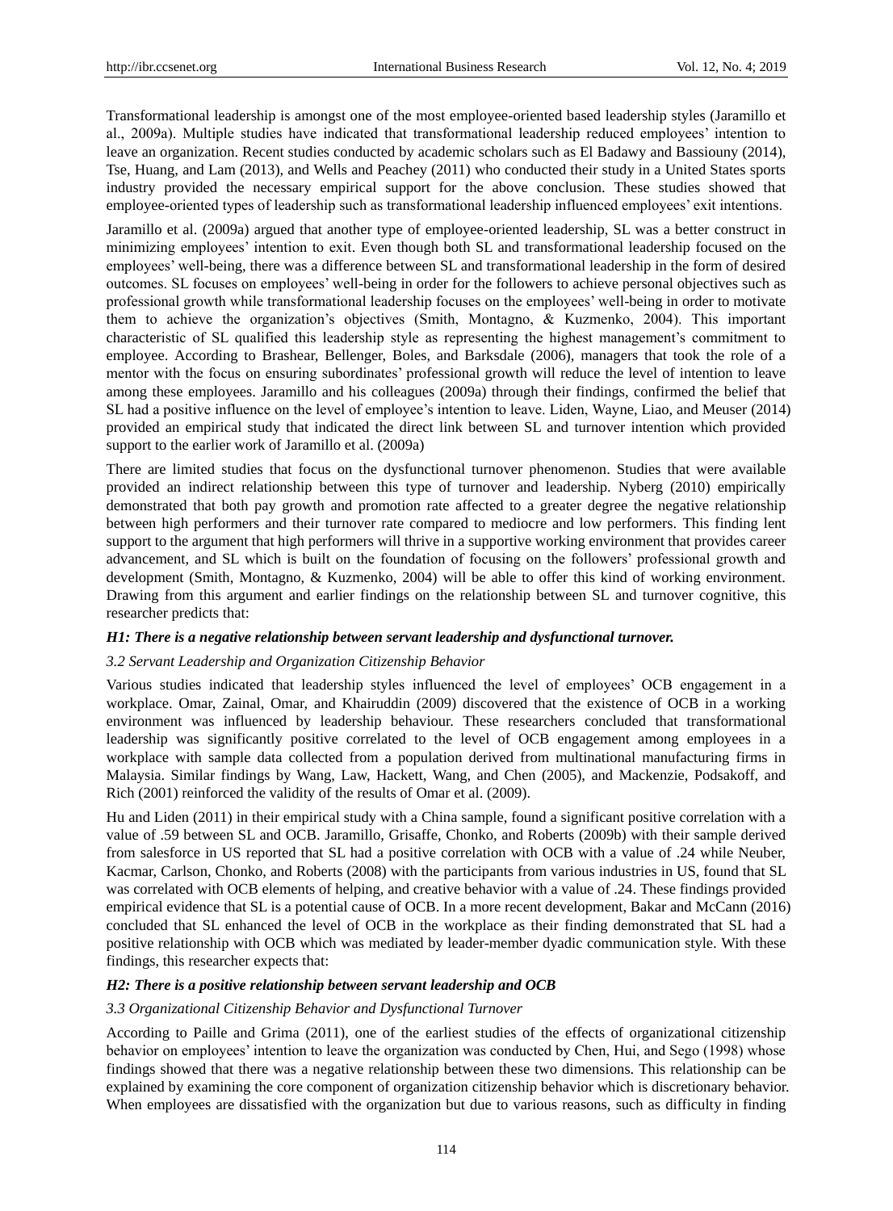Transformational leadership is amongst one of the most employee-oriented based leadership styles (Jaramillo et al., 2009a). Multiple studies have indicated that transformational leadership reduced employees' intention to leave an organization. Recent studies conducted by academic scholars such as El Badawy and Bassiouny (2014), Tse, Huang, and Lam (2013), and Wells and Peachey (2011) who conducted their study in a United States sports industry provided the necessary empirical support for the above conclusion. These studies showed that employee-oriented types of leadership such as transformational leadership influenced employees' exit intentions.

Jaramillo et al. (2009a) argued that another type of employee-oriented leadership, SL was a better construct in minimizing employees' intention to exit. Even though both SL and transformational leadership focused on the employees' well-being, there was a difference between SL and transformational leadership in the form of desired outcomes. SL focuses on employees' well-being in order for the followers to achieve personal objectives such as professional growth while transformational leadership focuses on the employees' well-being in order to motivate them to achieve the organization's objectives (Smith, Montagno, & Kuzmenko, 2004). This important characteristic of SL qualified this leadership style as representing the highest management's commitment to employee. According to Brashear, Bellenger, Boles, and Barksdale (2006), managers that took the role of a mentor with the focus on ensuring subordinates' professional growth will reduce the level of intention to leave among these employees. Jaramillo and his colleagues (2009a) through their findings, confirmed the belief that SL had a positive influence on the level of employee's intention to leave. Liden, Wayne, Liao, and Meuser (2014) provided an empirical study that indicated the direct link between SL and turnover intention which provided support to the earlier work of Jaramillo et al. (2009a)

There are limited studies that focus on the dysfunctional turnover phenomenon. Studies that were available provided an indirect relationship between this type of turnover and leadership. Nyberg (2010) empirically demonstrated that both pay growth and promotion rate affected to a greater degree the negative relationship between high performers and their turnover rate compared to mediocre and low performers. This finding lent support to the argument that high performers will thrive in a supportive working environment that provides career advancement, and SL which is built on the foundation of focusing on the followers' professional growth and development (Smith, Montagno, & Kuzmenko, 2004) will be able to offer this kind of working environment. Drawing from this argument and earlier findings on the relationship between SL and turnover cognitive, this researcher predicts that:

***H1: There is a negative relationship between servant leadership and dysfunctional turnover.***

### *3.2 Servant Leadership and Organization Citizenship Behavior*

Various studies indicated that leadership styles influenced the level of employees' OCB engagement in a workplace. Omar, Zainal, Omar, and Khairuddin (2009) discovered that the existence of OCB in a working environment was influenced by leadership behaviour. These researchers concluded that transformational leadership was significantly positive correlated to the level of OCB engagement among employees in a workplace with sample data collected from a population derived from multinational manufacturing firms in Malaysia. Similar findings by Wang, Law, Hackett, Wang, and Chen (2005), and Mackenzie, Podsakoff, and Rich (2001) reinforced the validity of the results of Omar et al. (2009).

Hu and Liden (2011) in their empirical study with a China sample, found a significant positive correlation with a value of .59 between SL and OCB. Jaramillo, Grisaffe, Chonko, and Roberts (2009b) with their sample derived from salesforce in US reported that SL had a positive correlation with OCB with a value of .24 while Neuber, Kacmar, Carlson, Chonko, and Roberts (2008) with the participants from various industries in US, found that SL was correlated with OCB elements of helping, and creative behavior with a value of .24. These findings provided empirical evidence that SL is a potential cause of OCB. In a more recent development, Bakar and McCann (2016) concluded that SL enhanced the level of OCB in the workplace as their finding demonstrated that SL had a positive relationship with OCB which was mediated by leader-member dyadic communication style. With these findings, this researcher expects that:

***H2: There is a positive relationship between servant leadership and OCB***

### *3.3 Organizational Citizenship Behavior and Dysfunctional Turnover*

According to Paille and Grima (2011), one of the earliest studies of the effects of organizational citizenship behavior on employees' intention to leave the organization was conducted by Chen, Hui, and Sego (1998) whose findings showed that there was a negative relationship between these two dimensions. This relationship can be explained by examining the core component of organization citizenship behavior which is discretionary behavior. When employees are dissatisfied with the organization but due to various reasons, such as difficulty in finding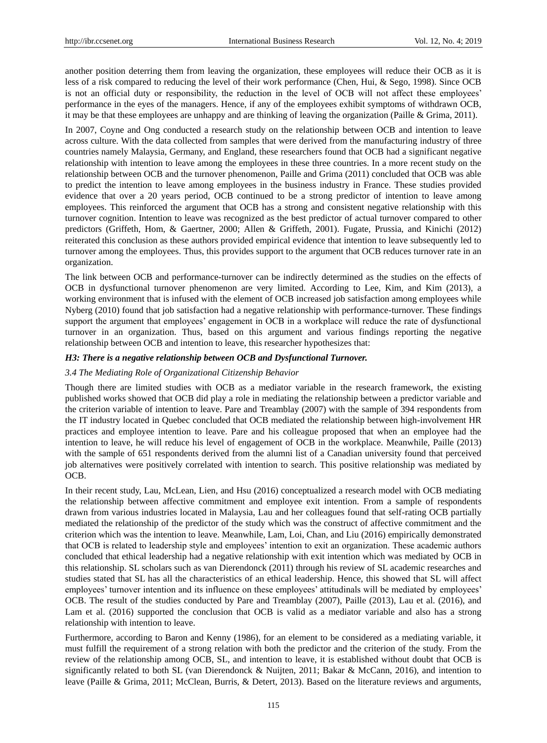another position deterring them from leaving the organization, these employees will reduce their OCB as it is less of a risk compared to reducing the level of their work performance (Chen, Hui, & Sego, 1998). Since OCB is not an official duty or responsibility, the reduction in the level of OCB will not affect these employees' performance in the eyes of the managers. Hence, if any of the employees exhibit symptoms of withdrawn OCB, it may be that these employees are unhappy and are thinking of leaving the organization (Paille & Grima, 2011).

In 2007, Coyne and Ong conducted a research study on the relationship between OCB and intention to leave across culture. With the data collected from samples that were derived from the manufacturing industry of three countries namely Malaysia, Germany, and England, these researchers found that OCB had a significant negative relationship with intention to leave among the employees in these three countries. In a more recent study on the relationship between OCB and the turnover phenomenon, Paille and Grima (2011) concluded that OCB was able to predict the intention to leave among employees in the business industry in France. These studies provided evidence that over a 20 years period, OCB continued to be a strong predictor of intention to leave among employees. This reinforced the argument that OCB has a strong and consistent negative relationship with this turnover cognition. Intention to leave was recognized as the best predictor of actual turnover compared to other predictors (Griffeth, Hom, & Gaertner, 2000; Allen & Griffeth, 2001). Fugate, Prussia, and Kinichi (2012) reiterated this conclusion as these authors provided empirical evidence that intention to leave subsequently led to turnover among the employees. Thus, this provides support to the argument that OCB reduces turnover rate in an organization.

The link between OCB and performance-turnover can be indirectly determined as the studies on the effects of OCB in dysfunctional turnover phenomenon are very limited. According to Lee, Kim, and Kim (2013), a working environment that is infused with the element of OCB increased job satisfaction among employees while Nyberg (2010) found that job satisfaction had a negative relationship with performance-turnover. These findings support the argument that employees' engagement in OCB in a workplace will reduce the rate of dysfunctional turnover in an organization. Thus, based on this argument and various findings reporting the negative relationship between OCB and intention to leave, this researcher hypothesizes that:

***H3: There is a negative relationship between OCB and Dysfunctional Turnover.***

### *3.4 The Mediating Role of Organizational Citizenship Behavior*

Though there are limited studies with OCB as a mediator variable in the research framework, the existing published works showed that OCB did play a role in mediating the relationship between a predictor variable and the criterion variable of intention to leave. Pare and Treamblay (2007) with the sample of 394 respondents from the IT industry located in Quebec concluded that OCB mediated the relationship between high-involvement HR practices and employee intention to leave. Pare and his colleague proposed that when an employee had the intention to leave, he will reduce his level of engagement of OCB in the workplace. Meanwhile, Paille (2013) with the sample of 651 respondents derived from the alumni list of a Canadian university found that perceived job alternatives were positively correlated with intention to search. This positive relationship was mediated by OCB.

In their recent study, Lau, McLean, Lien, and Hsu (2016) conceptualized a research model with OCB mediating the relationship between affective commitment and employee exit intention. From a sample of respondents drawn from various industries located in Malaysia, Lau and her colleagues found that self-rating OCB partially mediated the relationship of the predictor of the study which was the construct of affective commitment and the criterion which was the intention to leave. Meanwhile, Lam, Loi, Chan, and Liu (2016) empirically demonstrated that OCB is related to leadership style and employees' intention to exit an organization. These academic authors concluded that ethical leadership had a negative relationship with exit intention which was mediated by OCB in this relationship. SL scholars such as van Dierendonck (2011) through his review of SL academic researches and studies stated that SL has all the characteristics of an ethical leadership. Hence, this showed that SL will affect employees' turnover intention and its influence on these employees' attitudinals will be mediated by employees' OCB. The result of the studies conducted by Pare and Treamblay (2007), Paille (2013), Lau et al. (2016), and Lam et al. (2016) supported the conclusion that OCB is valid as a mediator variable and also has a strong relationship with intention to leave.

Furthermore, according to Baron and Kenny (1986), for an element to be considered as a mediating variable, it must fulfill the requirement of a strong relation with both the predictor and the criterion of the study. From the review of the relationship among OCB, SL, and intention to leave, it is established without doubt that OCB is significantly related to both SL (van Dierendonck & Nuijten, 2011; Bakar & McCann, 2016), and intention to leave (Paille & Grima, 2011; McClean, Burris, & Detert, 2013). Based on the literature reviews and arguments,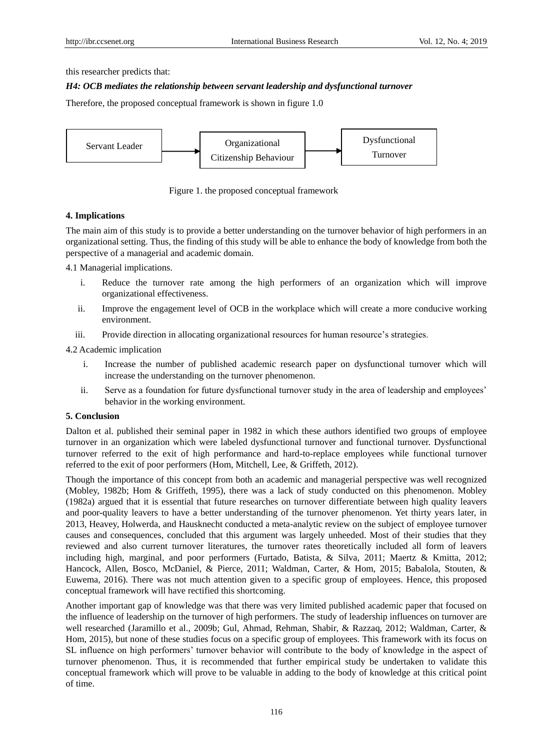this researcher predicts that:

***H4: OCB mediates the relationship between servant leadership and dysfunctional turnover***

Therefore, the proposed conceptual framework is shown in figure 1.0

Servant Leader → Organizational Citizenship Behaviour → Dysfunctional Turnover

Figure 1. the proposed conceptual framework

## 4. Implications

The main aim of this study is to provide a better understanding on the turnover behavior of high performers in an organizational setting. Thus, the finding of this study will be able to enhance the body of knowledge from both the perspective of a managerial and academic domain.

4.1 Managerial implications.

i. Reduce the turnover rate among the high performers of an organization which will improve organizational effectiveness.

ii. Improve the engagement level of OCB in the workplace which will create a more conducive working environment.

iii. Provide direction in allocating organizational resources for human resource's strategies.

4.2 Academic implication

i. Increase the number of published academic research paper on dysfunctional turnover which will increase the understanding on the turnover phenomenon.

ii. Serve as a foundation for future dysfunctional turnover study in the area of leadership and employees' behavior in the working environment.

## 5. Conclusion

Dalton et al. published their seminal paper in 1982 in which these authors identified two groups of employee turnover in an organization which were labeled dysfunctional turnover and functional turnover. Dysfunctional turnover referred to the exit of high performance and hard-to-replace employees while functional turnover referred to the exit of poor performers (Hom, Mitchell, Lee, & Griffeth, 2012).

Though the importance of this concept from both an academic and managerial perspective was well recognized (Mobley, 1982b; Hom & Griffeth, 1995), there was a lack of study conducted on this phenomenon. Mobley (1982a) argued that it is essential that future researches on turnover differentiate between high quality leavers and poor-quality leavers to have a better understanding of the turnover phenomenon. Yet thirty years later, in 2013, Heavey, Holwerda, and Hausknecht conducted a meta-analytic review on the subject of employee turnover causes and consequences, concluded that this argument was largely unheeded. Most of their studies that they reviewed and also current turnover literatures, the turnover rates theoretically included all form of leavers including high, marginal, and poor performers (Furtado, Batista, & Silva, 2011; Maertz & Kmitta, 2012; Hancock, Allen, Bosco, McDaniel, & Pierce, 2011; Waldman, Carter, & Hom, 2015; Babalola, Stouten, & Euwema, 2016). There was not much attention given to a specific group of employees. Hence, this proposed conceptual framework will have rectified this shortcoming.

Another important gap of knowledge was that there was very limited published academic paper that focused on the influence of leadership on the turnover of high performers. The study of leadership influences on turnover are well researched (Jaramillo et al., 2009b; Gul, Ahmad, Rehman, Shabir, & Razzaq, 2012; Waldman, Carter, & Hom, 2015), but none of these studies focus on a specific group of employees. This framework with its focus on SL influence on high performers' turnover behavior will contribute to the body of knowledge in the aspect of turnover phenomenon. Thus, it is recommended that further empirical study be undertaken to validate this conceptual framework which will prove to be valuable in adding to the body of knowledge at this critical point of time.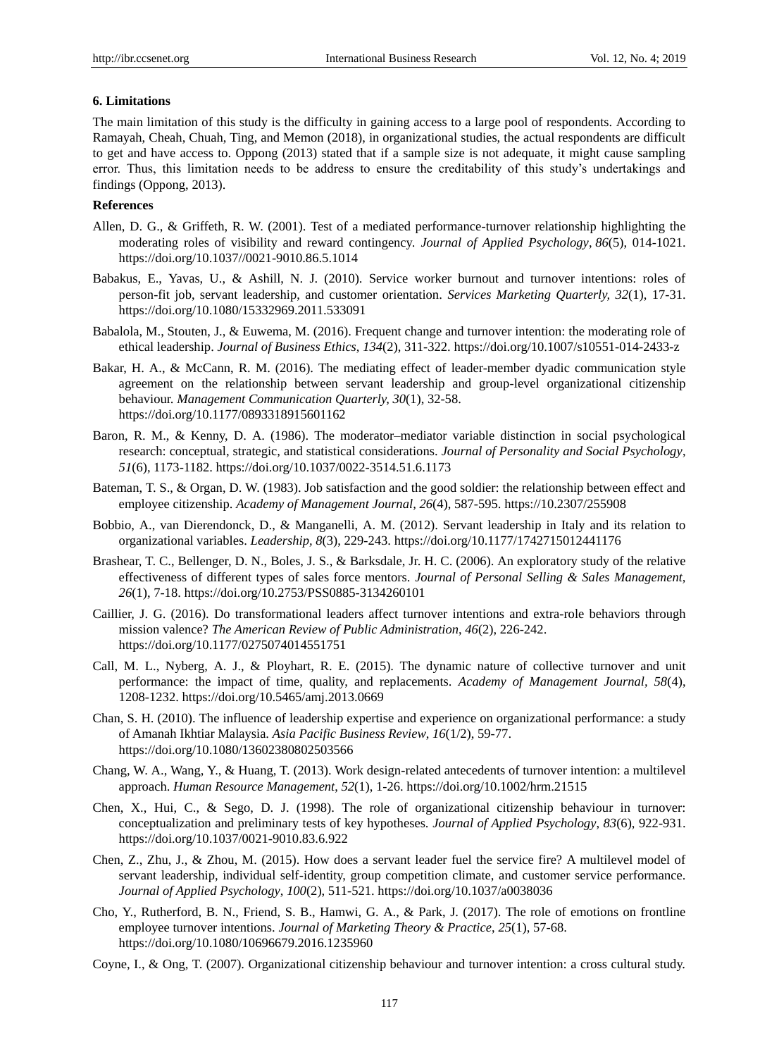## 6. Limitations

The main limitation of this study is the difficulty in gaining access to a large pool of respondents. According to Ramayah, Cheah, Chuah, Ting, and Memon (2018), in organizational studies, the actual respondents are difficult to get and have access to. Oppong (2013) stated that if a sample size is not adequate, it might cause sampling error. Thus, this limitation needs to be address to ensure the creditability of this study's undertakings and findings (Oppong, 2013).

## References

Allen, D. G., & Griffeth, R. W. (2001). Test of a mediated performance-turnover relationship highlighting the moderating roles of visibility and reward contingency. *Journal of Applied Psychology*, *86*(5), 014-1021. https://doi.org/10.1037//0021-9010.86.5.1014

Babakus, E., Yavas, U., & Ashill, N. J. (2010). Service worker burnout and turnover intentions: roles of person-fit job, servant leadership, and customer orientation. *Services Marketing Quarterly, 32*(1), 17-31. https://doi.org/10.1080/15332969.2011.533091

Babalola, M., Stouten, J., & Euwema, M. (2016). Frequent change and turnover intention: the moderating role of ethical leadership. *Journal of Business Ethics*, *134*(2), 311-322. https://doi.org/10.1007/s10551-014-2433-z

Bakar, H. A., & McCann, R. M. (2016). The mediating effect of leader-member dyadic communication style agreement on the relationship between servant leadership and group-level organizational citizenship behaviour. *Management Communication Quarterly*, *30*(1), 32-58. https://doi.org/10.1177/0893318915601162

Baron, R. M., & Kenny, D. A. (1986). The moderator–mediator variable distinction in social psychological research: conceptual, strategic, and statistical considerations. *Journal of Personality and Social Psychology*, *51*(6), 1173-1182. https://doi.org/10.1037/0022-3514.51.6.1173

Bateman, T. S., & Organ, D. W. (1983). Job satisfaction and the good soldier: the relationship between effect and employee citizenship. *Academy of Management Journal, 26*(4), 587-595. https://10.2307/255908

Bobbio, A., van Dierendonck, D., & Manganelli, A. M. (2012). Servant leadership in Italy and its relation to organizational variables. *Leadership, 8*(3), 229-243. https://doi.org/10.1177/1742715012441176

Brashear, T. C., Bellenger, D. N., Boles, J. S., & Barksdale, Jr. H. C. (2006). An exploratory study of the relative effectiveness of different types of sales force mentors. *Journal of Personal Selling & Sales Management*, *26*(1), 7-18. https://doi.org/10.2753/PSS0885-3134260101

Caillier, J. G. (2016). Do transformational leaders affect turnover intentions and extra-role behaviors through mission valence? *The American Review of Public Administration*, *46*(2), 226-242. https://doi.org/10.1177/0275074014551751

Call, M. L., Nyberg, A. J., & Ployhart, R. E. (2015). The dynamic nature of collective turnover and unit performance: the impact of time, quality, and replacements. *Academy of Management Journal*, *58*(4), 1208-1232. https://doi.org/10.5465/amj.2013.0669

Chan, S. H. (2010). The influence of leadership expertise and experience on organizational performance: a study of Amanah Ikhtiar Malaysia. *Asia Pacific Business Review*, *16*(1/2), 59-77. https://doi.org/10.1080/13602380802503566

Chang, W. A., Wang, Y., & Huang, T. (2013). Work design-related antecedents of turnover intention: a multilevel approach. *Human Resource Management*, *52*(1), 1-26. https://doi.org/10.1002/hrm.21515

Chen, X., Hui, C., & Sego, D. J. (1998). The role of organizational citizenship behaviour in turnover: conceptualization and preliminary tests of key hypotheses. *Journal of Applied Psychology*, *83*(6), 922-931. https://doi.org/10.1037/0021-9010.83.6.922

Chen, Z., Zhu, J., & Zhou, M. (2015). How does a servant leader fuel the service fire? A multilevel model of servant leadership, individual self-identity, group competition climate, and customer service performance. *Journal of Applied Psychology*, *100*(2), 511-521. https://doi.org/10.1037/a0038036

Cho, Y., Rutherford, B. N., Friend, S. B., Hamwi, G. A., & Park, J. (2017). The role of emotions on frontline employee turnover intentions. *Journal of Marketing Theory & Practice*, *25*(1), 57-68. https://doi.org/10.1080/10696679.2016.1235960

Coyne, I., & Ong, T. (2007). Organizational citizenship behaviour and turnover intention: a cross cultural study.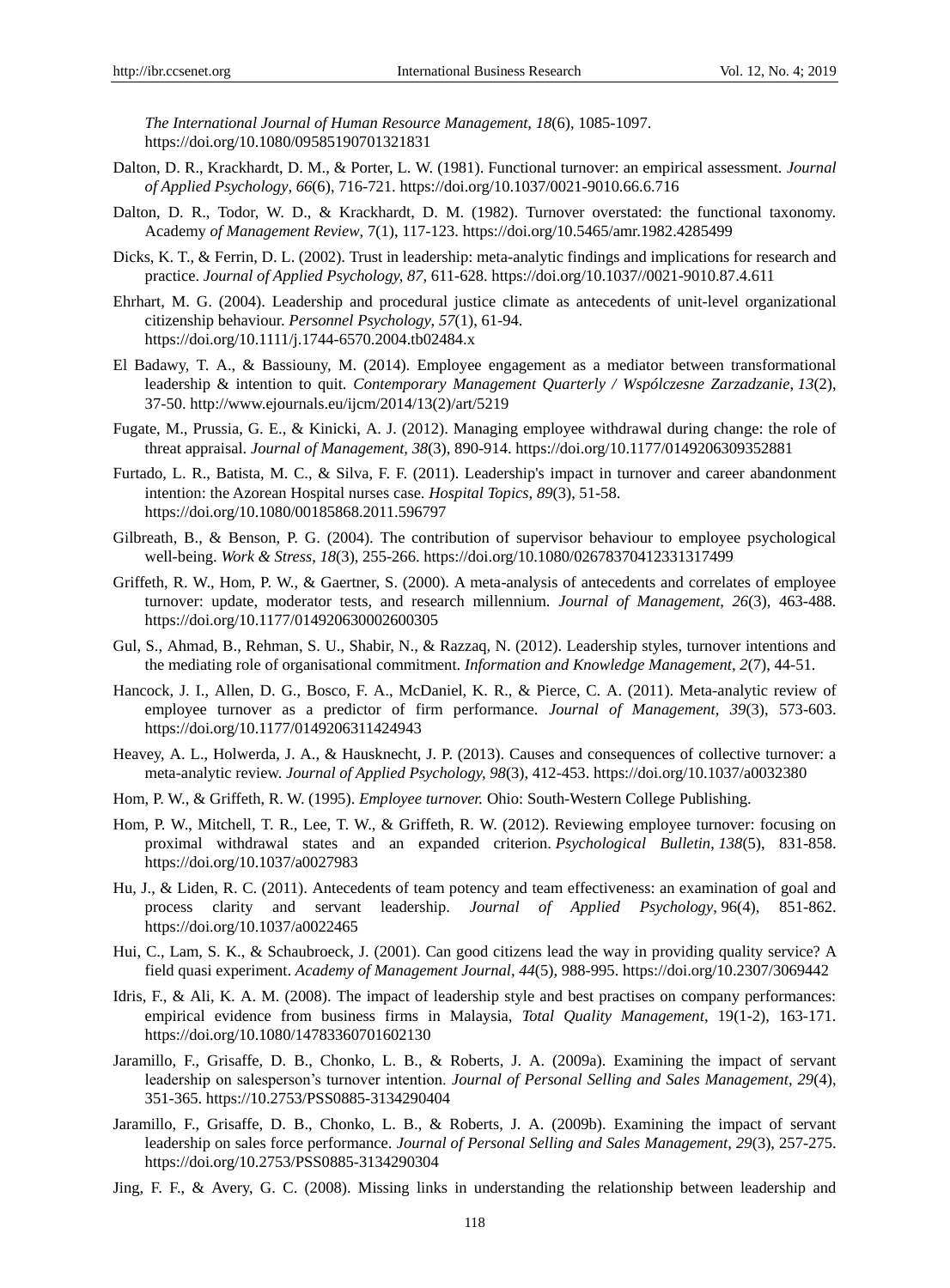*The International Journal of Human Resource Management, 18*(6), 1085-1097. https://doi.org/10.1080/09585190701321831

Dalton, D. R., Krackhardt, D. M., & Porter, L. W. (1981). Functional turnover: an empirical assessment. *Journal of Applied Psychology, 66*(6), 716-721. https://doi.org/10.1037/0021-9010.66.6.716

Dalton, D. R., Todor, W. D., & Krackhardt, D. M. (1982). Turnover overstated: the functional taxonomy. Academy *of Management Review*, 7(1), 117-123. https://doi.org/10.5465/amr.1982.4285499

Dicks, K. T., & Ferrin, D. L. (2002). Trust in leadership: meta-analytic findings and implications for research and practice. *Journal of Applied Psychology, 87*, 611-628. https://doi.org/10.1037//0021-9010.87.4.611

Ehrhart, M. G. (2004). Leadership and procedural justice climate as antecedents of unit-level organizational citizenship behaviour. *Personnel Psychology, 57*(1), 61-94. https://doi.org/10.1111/j.1744-6570.2004.tb02484.x

El Badawy, T. A., & Bassiouny, M. (2014). Employee engagement as a mediator between transformational leadership & intention to quit. *Contemporary Management Quarterly / Wspólczesne Zarzadzanie, 13*(2), 37-50. http://www.ejournals.eu/ijcm/2014/13(2)/art/5219

Fugate, M., Prussia, G. E., & Kinicki, A. J. (2012). Managing employee withdrawal during change: the role of threat appraisal. *Journal of Management, 38*(3), 890-914. https://doi.org/10.1177/0149206309352881

Furtado, L. R., Batista, M. C., & Silva, F. F. (2011). Leadership's impact in turnover and career abandonment intention: the Azorean Hospital nurses case. *Hospital Topics, 89*(3), 51-58. https://doi.org/10.1080/00185868.2011.596797

Gilbreath, B., & Benson, P. G. (2004). The contribution of supervisor behaviour to employee psychological well-being. *Work & Stress, 18*(3), 255-266. https://doi.org/10.1080/02678370412331317499

Griffeth, R. W., Hom, P. W., & Gaertner, S. (2000). A meta-analysis of antecedents and correlates of employee turnover: update, moderator tests, and research millennium. *Journal of Management, 26*(3), 463-488. https://doi.org/10.1177/014920630002600305

Gul, S., Ahmad, B., Rehman, S. U., Shabir, N., & Razzaq, N. (2012). Leadership styles, turnover intentions and the mediating role of organisational commitment. *Information and Knowledge Management, 2*(7), 44-51.

Hancock, J. I., Allen, D. G., Bosco, F. A., McDaniel, K. R., & Pierce, C. A. (2011). Meta-analytic review of employee turnover as a predictor of firm performance. *Journal of Management, 39*(3), 573-603. https://doi.org/10.1177/0149206311424943

Heavey, A. L., Holwerda, J. A., & Hausknecht, J. P. (2013). Causes and consequences of collective turnover: a meta-analytic review. *Journal of Applied Psychology, 98*(3), 412-453. https://doi.org/10.1037/a0032380

Hom, P. W., & Griffeth, R. W. (1995). *Employee turnover.* Ohio: South-Western College Publishing.

Hom, P. W., Mitchell, T. R., Lee, T. W., & Griffeth, R. W. (2012). Reviewing employee turnover: focusing on proximal withdrawal states and an expanded criterion. *Psychological Bulletin, 138*(5), 831-858. https://doi.org/10.1037/a0027983

Hu, J., & Liden, R. C. (2011). Antecedents of team potency and team effectiveness: an examination of goal and process clarity and servant leadership. *Journal of Applied Psychology*, 96(4), 851-862. https://doi.org/10.1037/a0022465

Hui, C., Lam, S. K., & Schaubroeck, J. (2001). Can good citizens lead the way in providing quality service? A field quasi experiment. *Academy of Management Journal, 44*(5), 988-995. https://doi.org/10.2307/3069442

Idris, F., & Ali, K. A. M. (2008). The impact of leadership style and best practises on company performances: empirical evidence from business firms in Malaysia, *Total Quality Management*, 19(1-2), 163-171. https://doi.org/10.1080/14783360701602130

Jaramillo, F., Grisaffe, D. B., Chonko, L. B., & Roberts, J. A. (2009a). Examining the impact of servant leadership on salesperson's turnover intention. *Journal of Personal Selling and Sales Management, 29*(4), 351-365. https://10.2753/PSS0885-3134290404

Jaramillo, F., Grisaffe, D. B., Chonko, L. B., & Roberts, J. A. (2009b). Examining the impact of servant leadership on sales force performance. *Journal of Personal Selling and Sales Management, 29*(3), 257-275. https://doi.org/10.2753/PSS0885-3134290304

Jing, F. F., & Avery, G. C. (2008). Missing links in understanding the relationship between leadership and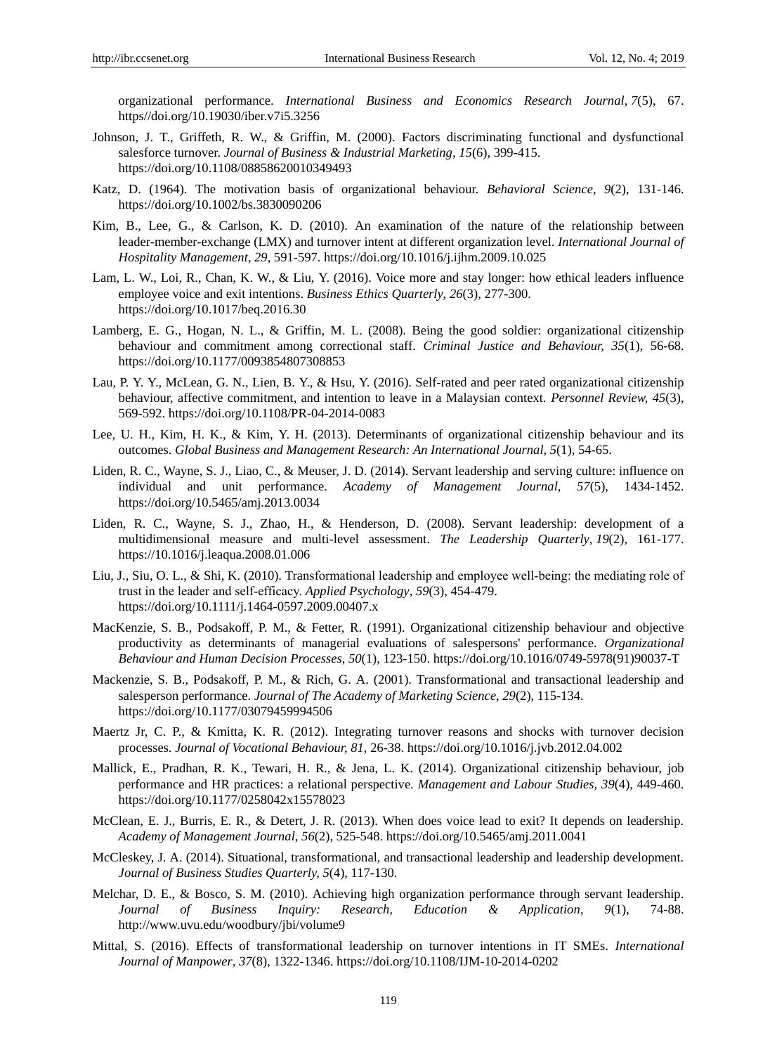organizational performance. *International Business and Economics Research Journal*, *7*(5), 67. https//doi.org/10.19030/iber.v7i5.3256

Johnson, J. T., Griffeth, R. W., & Griffin, M. (2000). Factors discriminating functional and dysfunctional salesforce turnover. *Journal of Business & Industrial Marketing, 15*(6), 399-415. https://doi.org/10.1108/08858620010349493

Katz, D. (1964). The motivation basis of organizational behaviour. *Behavioral Science, 9*(2), 131-146. https://doi.org/10.1002/bs.3830090206

Kim, B., Lee, G., & Carlson, K. D. (2010). An examination of the nature of the relationship between leader-member-exchange (LMX) and turnover intent at different organization level. *International Journal of Hospitality Management, 29,* 591-597. https://doi.org/10.1016/j.ijhm.2009.10.025

Lam, L. W., Loi, R., Chan, K. W., & Liu, Y. (2016). Voice more and stay longer: how ethical leaders influence employee voice and exit intentions. *Business Ethics Quarterly, 26*(3), 277-300. https://doi.org/10.1017/beq.2016.30

Lamberg, E. G., Hogan, N. L., & Griffin, M. L. (2008). Being the good soldier: organizational citizenship behaviour and commitment among correctional staff. *Criminal Justice and Behaviour, 35*(1), 56-68. https://doi.org/10.1177/0093854807308853

Lau, P. Y. Y., McLean, G. N., Lien, B. Y., & Hsu, Y. (2016). Self-rated and peer rated organizational citizenship behaviour, affective commitment, and intention to leave in a Malaysian context. *Personnel Review, 45*(3), 569-592. https://doi.org/10.1108/PR-04-2014-0083

Lee, U. H., Kim, H. K., & Kim, Y. H. (2013). Determinants of organizational citizenship behaviour and its outcomes. *Global Business and Management Research: An International Journal, 5*(1), 54-65.

Liden, R. C., Wayne, S. J., Liao, C., & Meuser, J. D. (2014). Servant leadership and serving culture: influence on individual and unit performance. *Academy of Management Journal, 57*(5), 1434-1452. https://doi.org/10.5465/amj.2013.0034

Liden, R. C., Wayne, S. J., Zhao, H., & Henderson, D. (2008). Servant leadership: development of a multidimensional measure and multi-level assessment. *The Leadership Quarterly*, *19*(2), 161-177. https://10.1016/j.leaqua.2008.01.006

Liu, J., Siu, O. L., & Shi, K. (2010). Transformational leadership and employee well-being: the mediating role of trust in the leader and self-efficacy. *Applied Psychology*, *59*(3), 454-479. https://doi.org/10.1111/j.1464-0597.2009.00407.x

MacKenzie, S. B., Podsakoff, P. M., & Fetter, R. (1991). Organizational citizenship behaviour and objective productivity as determinants of managerial evaluations of salespersons' performance. *Organizational Behaviour and Human Decision Processes*, *50*(1), 123-150. https://doi.org/10.1016/0749-5978(91)90037-T

Mackenzie, S. B., Podsakoff, P. M., & Rich, G. A. (2001). Transformational and transactional leadership and salesperson performance. *Journal of The Academy of Marketing Science*, *29*(2), 115-134. https://doi.org/10.1177/03079459994506

Maertz Jr, C. P., & Kmitta, K. R. (2012). Integrating turnover reasons and shocks with turnover decision processes. *Journal of Vocational Behaviour, 81*, 26-38. https://doi.org/10.1016/j.jvb.2012.04.002

Mallick, E., Pradhan, R. K., Tewari, H. R., & Jena, L. K. (2014). Organizational citizenship behaviour, job performance and HR practices: a relational perspective. *Management and Labour Studies, 39*(4), 449-460. https://doi.org/10.1177/0258042x15578023

McClean, E. J., Burris, E. R., & Detert, J. R. (2013). When does voice lead to exit? It depends on leadership. *Academy of Management Journal, 56*(2), 525-548. https://doi.org/10.5465/amj.2011.0041

McCleskey, J. A. (2014). Situational, transformational, and transactional leadership and leadership development. *Journal of Business Studies Quarterly, 5*(4), 117-130.

Melchar, D. E., & Bosco, S. M. (2010). Achieving high organization performance through servant leadership. *Journal of Business Inquiry: Research, Education & Application*, *9*(1), 74-88. http://www.uvu.edu/woodbury/jbi/volume9

Mittal, S. (2016). Effects of transformational leadership on turnover intentions in IT SMEs. *International Journal of Manpower*, *37*(8), 1322-1346. https://doi.org/10.1108/IJM-10-2014-0202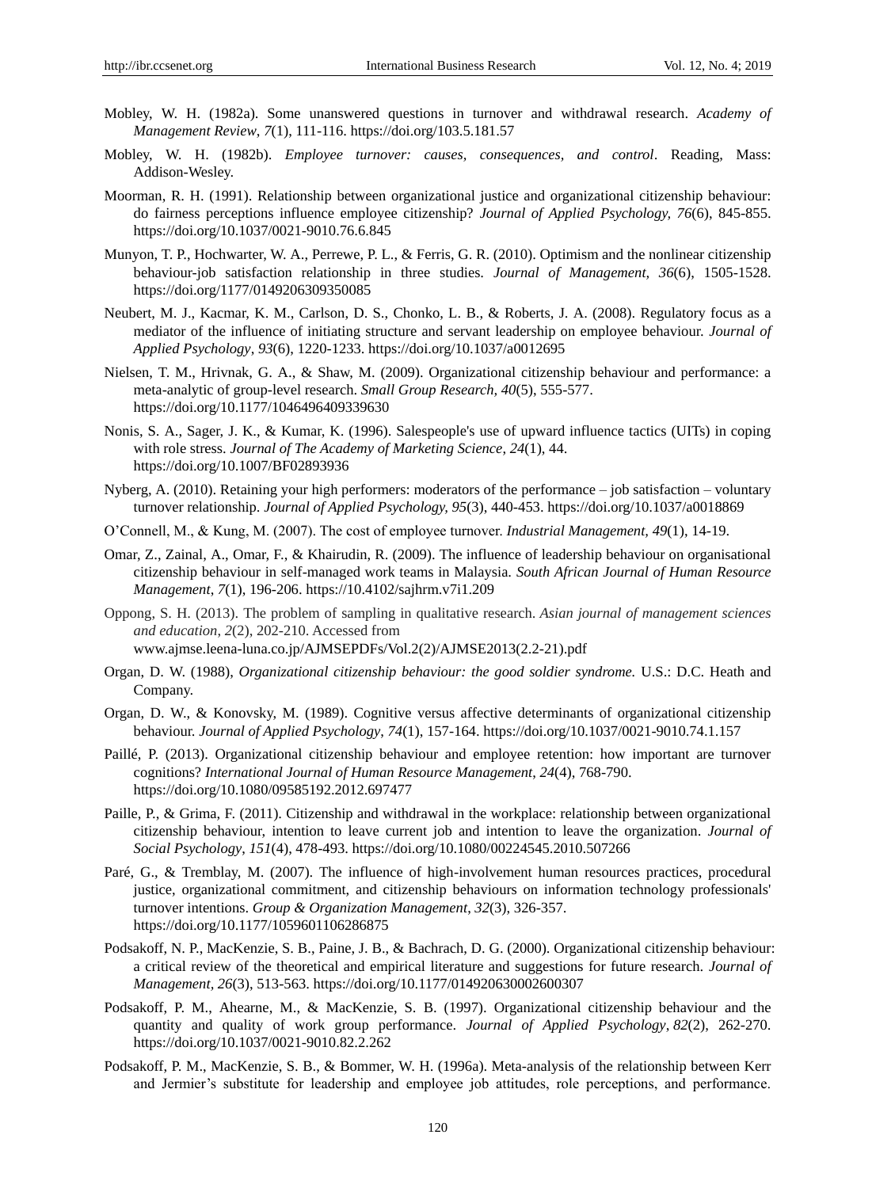Mobley, W. H. (1982a). Some unanswered questions in turnover and withdrawal research. *Academy of Management Review*, *7*(1), 111-116. https://doi.org/103.5.181.57

Mobley, W. H. (1982b). *Employee turnover: causes, consequences, and control*. Reading, Mass: Addison-Wesley.

Moorman, R. H. (1991). Relationship between organizational justice and organizational citizenship behaviour: do fairness perceptions influence employee citizenship? *Journal of Applied Psychology, 76*(6), 845-855. https://doi.org/10.1037/0021-9010.76.6.845

Munyon, T. P., Hochwarter, W. A., Perrewe, P. L., & Ferris, G. R. (2010). Optimism and the nonlinear citizenship behaviour-job satisfaction relationship in three studies. *Journal of Management, 36*(6), 1505-1528. https://doi.org/1177/0149206309350085

Neubert, M. J., Kacmar, K. M., Carlson, D. S., Chonko, L. B., & Roberts, J. A. (2008). Regulatory focus as a mediator of the influence of initiating structure and servant leadership on employee behaviour. *Journal of Applied Psychology*, *93*(6), 1220-1233. https://doi.org/10.1037/a0012695

Nielsen, T. M., Hrivnak, G. A., & Shaw, M. (2009). Organizational citizenship behaviour and performance: a meta-analytic of group-level research. *Small Group Research*, *40*(5), 555-577. https://doi.org/10.1177/1046496409339630

Nonis, S. A., Sager, J. K., & Kumar, K. (1996). Salespeople's use of upward influence tactics (UITs) in coping with role stress. *Journal of The Academy of Marketing Science*, *24*(1), 44. https://doi.org/10.1007/BF02893936

Nyberg, A. (2010). Retaining your high performers: moderators of the performance – job satisfaction – voluntary turnover relationship. *Journal of Applied Psychology, 95*(3), 440-453. https://doi.org/10.1037/a0018869

O'Connell, M., & Kung, M. (2007). The cost of employee turnover. *Industrial Management, 49*(1), 14-19.

Omar, Z., Zainal, A., Omar, F., & Khairudin, R. (2009). The influence of leadership behaviour on organisational citizenship behaviour in self-managed work teams in Malaysia. *South African Journal of Human Resource Management*, *7*(1), 196-206. https://10.4102/sajhrm.v7i1.209

Oppong, S. H. (2013). The problem of sampling in qualitative research. *Asian journal of management sciences and education*, *2*(2), 202-210. Accessed from www.ajmse.leena-luna.co.jp/AJMSEPDFs/Vol.2(2)/AJMSE2013(2.2-21).pdf

Organ, D. W. (1988), *Organizational citizenship behaviour: the good soldier syndrome.* U.S.: D.C. Heath and Company.

Organ, D. W., & Konovsky, M. (1989). Cognitive versus affective determinants of organizational citizenship behaviour. *Journal of Applied Psychology*, *74*(1), 157-164. https://doi.org/10.1037/0021-9010.74.1.157

Paillé, P. (2013). Organizational citizenship behaviour and employee retention: how important are turnover cognitions? *International Journal of Human Resource Management*, *24*(4), 768-790. https://doi.org/10.1080/09585192.2012.697477

Paille, P., & Grima, F. (2011). Citizenship and withdrawal in the workplace: relationship between organizational citizenship behaviour, intention to leave current job and intention to leave the organization. *Journal of Social Psychology*, *151*(4), 478-493. https://doi.org/10.1080/00224545.2010.507266

Paré, G., & Tremblay, M. (2007). The influence of high-involvement human resources practices, procedural justice, organizational commitment, and citizenship behaviours on information technology professionals' turnover intentions. *Group & Organization Management*, *32*(3), 326-357. https://doi.org/10.1177/1059601106286875

Podsakoff, N. P., MacKenzie, S. B., Paine, J. B., & Bachrach, D. G. (2000). Organizational citizenship behaviour: a critical review of the theoretical and empirical literature and suggestions for future research. *Journal of Management*, *26*(3), 513-563. https://doi.org/10.1177/014920630002600307

Podsakoff, P. M., Ahearne, M., & MacKenzie, S. B. (1997). Organizational citizenship behaviour and the quantity and quality of work group performance. *Journal of Applied Psychology*, *82*(2), 262-270. https://doi.org/10.1037/0021-9010.82.2.262

Podsakoff, P. M., MacKenzie, S. B., & Bommer, W. H. (1996a). Meta-analysis of the relationship between Kerr and Jermier's substitute for leadership and employee job attitudes, role perceptions, and performance.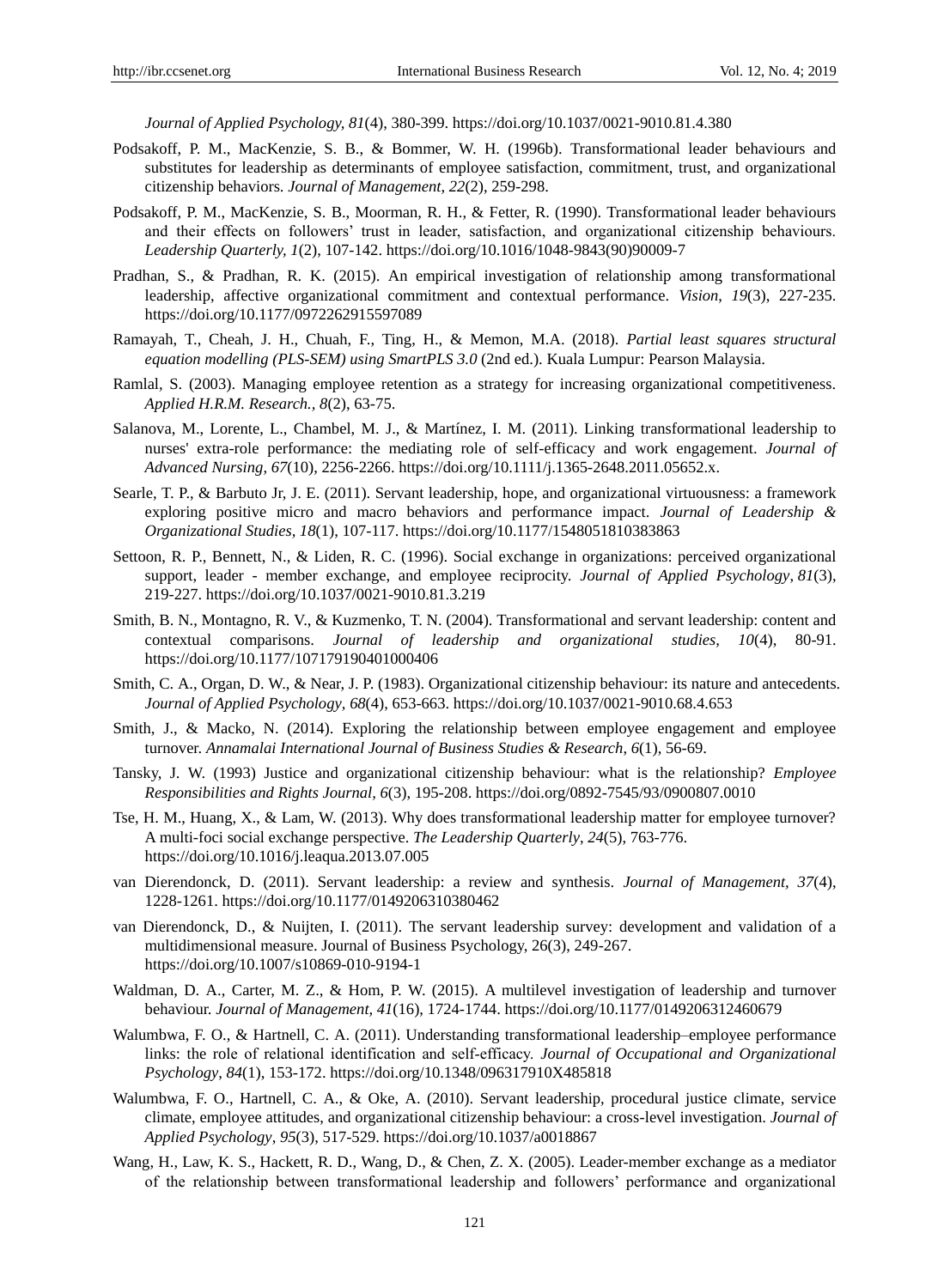*Journal of Applied Psychology, 81*(4), 380-399. https://doi.org/10.1037/0021-9010.81.4.380

Podsakoff, P. M., MacKenzie, S. B., & Bommer, W. H. (1996b). Transformational leader behaviours and substitutes for leadership as determinants of employee satisfaction, commitment, trust, and organizational citizenship behaviors. *Journal of Management*, *22*(2), 259-298.

Podsakoff, P. M., MacKenzie, S. B., Moorman, R. H., & Fetter, R. (1990). Transformational leader behaviours and their effects on followers' trust in leader, satisfaction, and organizational citizenship behaviours. *Leadership Quarterly, 1*(2), 107-142. https://doi.org/10.1016/1048-9843(90)90009-7

Pradhan, S., & Pradhan, R. K. (2015). An empirical investigation of relationship among transformational leadership, affective organizational commitment and contextual performance. *Vision*, *19*(3), 227-235. https://doi.org/10.1177/0972262915597089

Ramayah, T., Cheah, J. H., Chuah, F., Ting, H., & Memon, M.A. (2018). *Partial least squares structural equation modelling (PLS-SEM) using SmartPLS 3.0* (2nd ed.). Kuala Lumpur: Pearson Malaysia.

Ramlal, S. (2003). Managing employee retention as a strategy for increasing organizational competitiveness. *Applied H.R.M. Research.*, *8*(2), 63-75.

Salanova, M., Lorente, L., Chambel, M. J., & Martínez, I. M. (2011). Linking transformational leadership to nurses' extra-role performance: the mediating role of self-efficacy and work engagement. *Journal of Advanced Nursing, 67*(10), 2256-2266. https://doi.org/10.1111/j.1365-2648.2011.05652.x.

Searle, T. P., & Barbuto Jr, J. E. (2011). Servant leadership, hope, and organizational virtuousness: a framework exploring positive micro and macro behaviors and performance impact. *Journal of Leadership & Organizational Studies, 18*(1), 107-117. https://doi.org/10.1177/1548051810383863

Settoon, R. P., Bennett, N., & Liden, R. C. (1996). Social exchange in organizations: perceived organizational support, leader - member exchange, and employee reciprocity. *Journal of Applied Psychology*, *81*(3), 219-227. https://doi.org/10.1037/0021-9010.81.3.219

Smith, B. N., Montagno, R. V., & Kuzmenko, T. N. (2004). Transformational and servant leadership: content and contextual comparisons. *Journal of leadership and organizational studies, 10*(4), 80-91. https://doi.org/10.1177/107179190401000406

Smith, C. A., Organ, D. W., & Near, J. P. (1983). Organizational citizenship behaviour: its nature and antecedents. *Journal of Applied Psychology, 68*(4), 653-663. https://doi.org/10.1037/0021-9010.68.4.653

Smith, J., & Macko, N. (2014). Exploring the relationship between employee engagement and employee turnover. *Annamalai International Journal of Business Studies & Research*, *6*(1), 56-69.

Tansky, J. W. (1993) Justice and organizational citizenship behaviour: what is the relationship? *Employee Responsibilities and Rights Journal, 6*(3), 195-208. https://doi.org/0892-7545/93/0900807.0010

Tse, H. M., Huang, X., & Lam, W. (2013). Why does transformational leadership matter for employee turnover? A multi-foci social exchange perspective. *The Leadership Quarterly*, *24*(5), 763-776. https://doi.org/10.1016/j.leaqua.2013.07.005

van Dierendonck, D. (2011). Servant leadership: a review and synthesis. *Journal of Management, 37*(4), 1228-1261. https://doi.org/10.1177/0149206310380462

van Dierendonck, D., & Nuijten, I. (2011). The servant leadership survey: development and validation of a multidimensional measure. Journal of Business Psychology, 26(3), 249-267. https://doi.org/10.1007/s10869-010-9194-1

Waldman, D. A., Carter, M. Z., & Hom, P. W. (2015). A multilevel investigation of leadership and turnover behaviour. *Journal of Management, 41*(16), 1724-1744. https://doi.org/10.1177/0149206312460679

Walumbwa, F. O., & Hartnell, C. A. (2011). Understanding transformational leadership–employee performance links: the role of relational identification and self-efficacy. *Journal of Occupational and Organizational Psychology*, *84*(1), 153-172. https://doi.org/10.1348/096317910X485818

Walumbwa, F. O., Hartnell, C. A., & Oke, A. (2010). Servant leadership, procedural justice climate, service climate, employee attitudes, and organizational citizenship behaviour: a cross-level investigation. *Journal of Applied Psychology*, *95*(3), 517-529. https://doi.org/10.1037/a0018867

Wang, H., Law, K. S., Hackett, R. D., Wang, D., & Chen, Z. X. (2005). Leader-member exchange as a mediator of the relationship between transformational leadership and followers' performance and organizational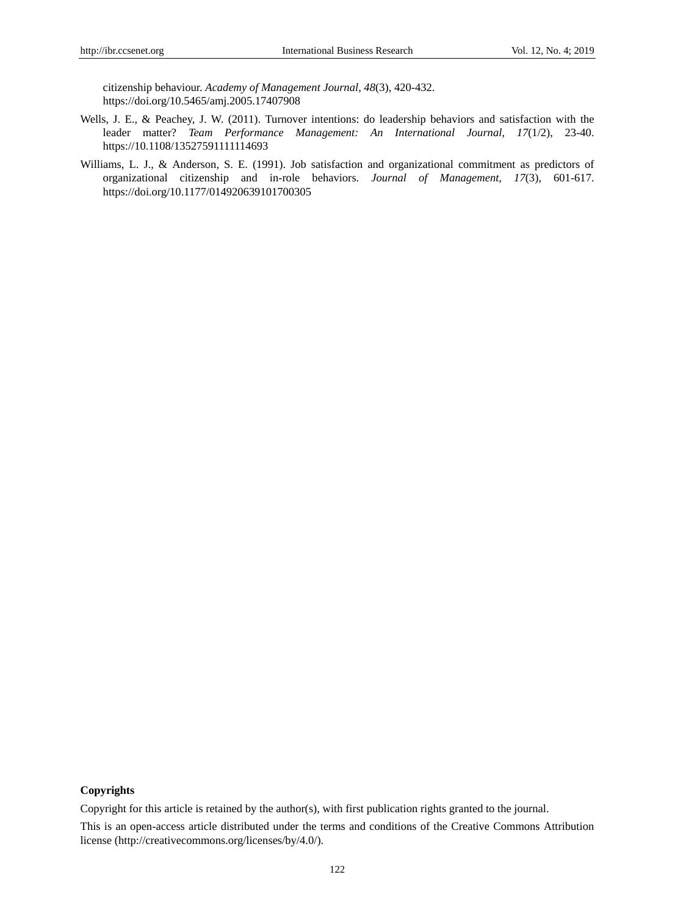citizenship behaviour. *Academy of Management Journal, 48*(3), 420-432. https://doi.org/10.5465/amj.2005.17407908

Wells, J. E., & Peachey, J. W. (2011). Turnover intentions: do leadership behaviors and satisfaction with the leader matter? *Team Performance Management: An International Journal, 17*(1/2), 23-40. https://10.1108/13527591111114693

Williams, L. J., & Anderson, S. E. (1991). Job satisfaction and organizational commitment as predictors of organizational citizenship and in-role behaviors. *Journal of Management, 17*(3), 601-617. https://doi.org/10.1177/014920639101700305

**Copyrights**

Copyright for this article is retained by the author(s), with first publication rights granted to the journal.

This is an open-access article distributed under the terms and conditions of the Creative Commons Attribution license (http://creativecommons.org/licenses/by/4.0/).